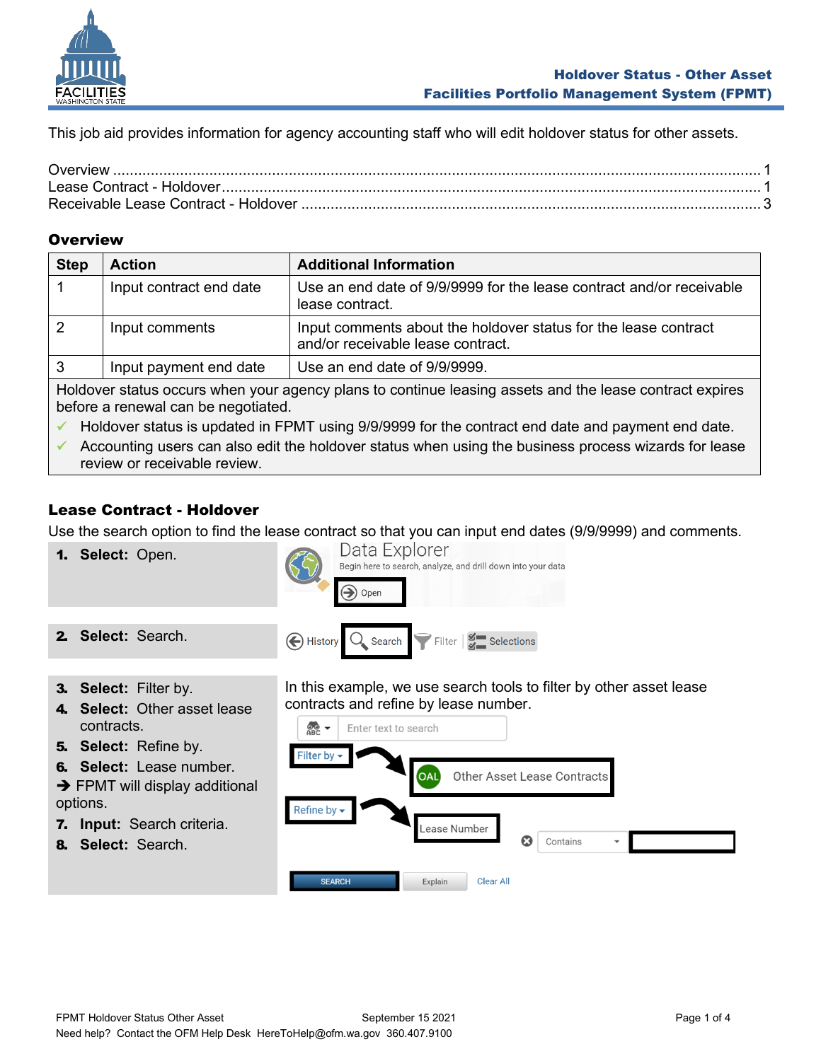# Holdover Status - Other Asset
## Facilities Portfolio Management System (FPMT)

This job aid provides information for agency accounting staff who will edit holdover status for other assets.

Overview ........................................................................................................................................ 1
Lease Contract - Holdover............................................................................................................ 1
Receivable Lease Contract - Holdover ......................................................................................... 3

## Overview

| Step | Action | Additional Information |
|---|---|---|
| 1 | Input contract end date | Use an end date of 9/9/9999 for the lease contract and/or receivable lease contract. |
| 2 | Input comments | Input comments about the holdover status for the lease contract and/or receivable lease contract. |
| 3 | Input payment end date | Use an end date of 9/9/9999. |

Holdover status occurs when your agency plans to continue leasing assets and the lease contract expires before a renewal can be negotiated.

- ✓ Holdover status is updated in FPMT using 9/9/9999 for the contract end date and payment end date.
- ✓ Accounting users can also edit the holdover status when using the business process wizards for lease review or receivable review.

## Lease Contract - Holdover

Use the search option to find the lease contract so that you can input end dates (9/9/9999) and comments.

1. **Select:** Open.

Data Explorer
Begin here to search, analyze, and drill down into your data
Open

2. **Select:** Search.

History | Search | Filter | Selections

3. **Select:** Filter by.
4. **Select:** Other asset lease contracts.
5. **Select:** Refine by.
6. **Select:** Lease number.
   ➔ FPMT will display additional options.
7. **Input:** Search criteria.
8. **Select:** Search.

In this example, we use search tools to filter by other asset lease contracts and refine by lease number.

Enter text to search
Filter by → OAL Other Asset Lease Contracts
Refine by → Lease Number | Contains
SEARCH | Explain | Clear All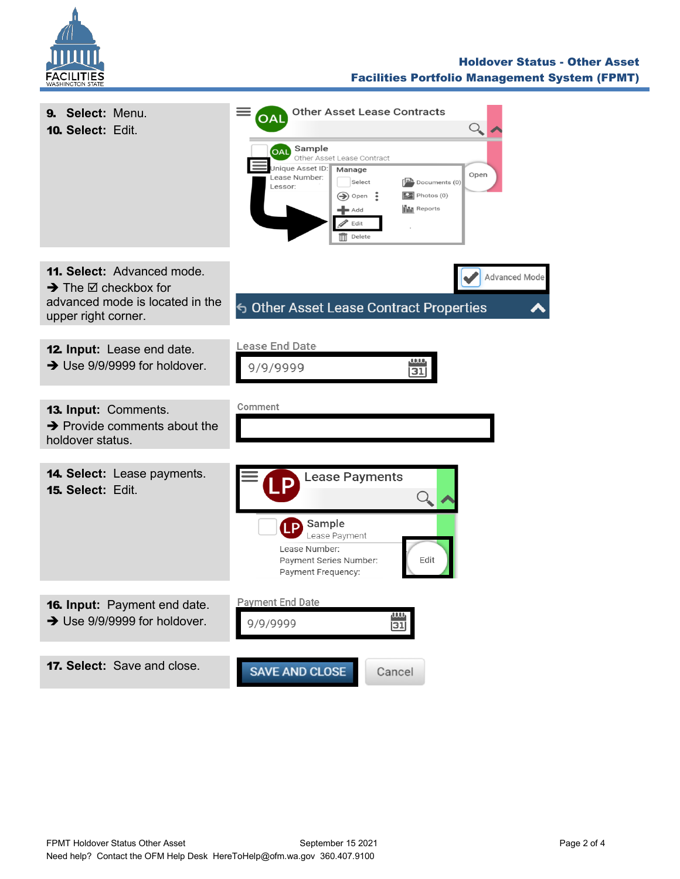**9. Select:** Menu.
**10. Select:** Edit.

Other Asset Lease Contracts

**11. Select:** Advanced mode.
➔ The ☑ checkbox for advanced mode is located in the upper right corner.

Advanced Mode

Other Asset Lease Contract Properties

**12. Input:** Lease end date.
➔ Use 9/9/9999 for holdover.

Lease End Date: 9/9/9999

**13. Input:** Comments.
➔ Provide comments about the holdover status.

Comment

**14. Select:** Lease payments.
**15. Select:** Edit.

Lease Payments

**16. Input:** Payment end date.
➔ Use 9/9/9999 for holdover.

Payment End Date: 9/9/9999

**17. Select:** Save and close.

SAVE AND CLOSE | Cancel

Need help? Contact the OFM Help Desk HereToHelp@ofm.wa.gov 360.407.9100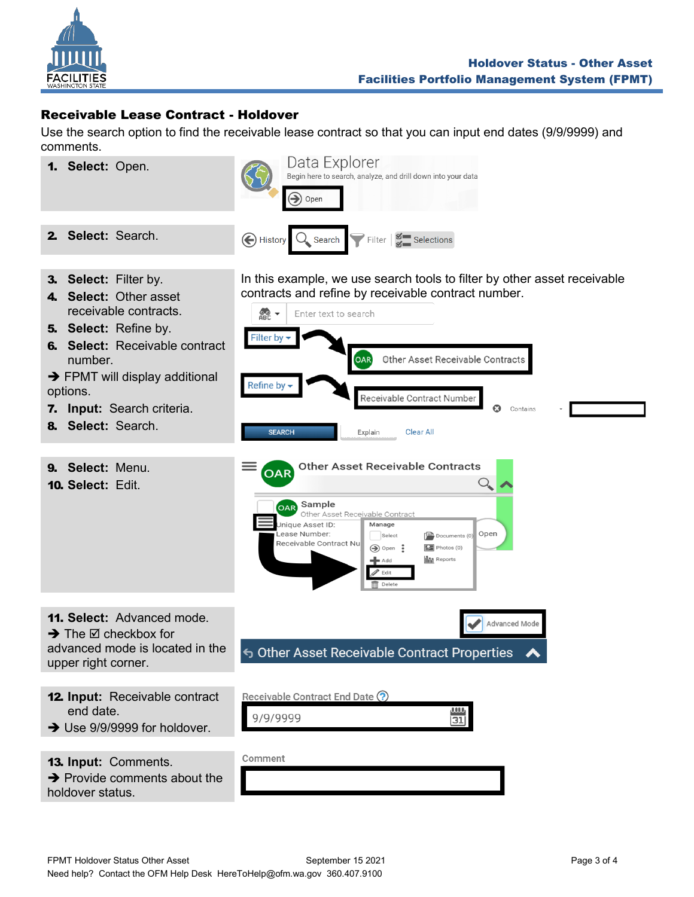## Receivable Lease Contract - Holdover

Use the search option to find the receivable lease contract so that you can input end dates (9/9/9999) and comments.

1. **Select:** Open.

2. **Select:** Search.

3. **Select:** Filter by.
4. **Select:** Other asset receivable contracts.
5. **Select:** Refine by.
6. **Select:** Receivable contract number.

➔ FPMT will display additional options.

7. **Input:** Search criteria.
8. **Select:** Search.

In this example, we use search tools to filter by other asset receivable contracts and refine by receivable contract number.

9. **Select:** Menu.
10. **Select:** Edit.

11. **Select:** Advanced mode.

➔ The ☑ checkbox for advanced mode is located in the upper right corner.

12. **Input:** Receivable contract end date.

➔ Use 9/9/9999 for holdover.

13. **Input:** Comments.

➔ Provide comments about the holdover status.

Need help? Contact the OFM Help Desk HereToHelp@ofm.wa.gov 360.407.9100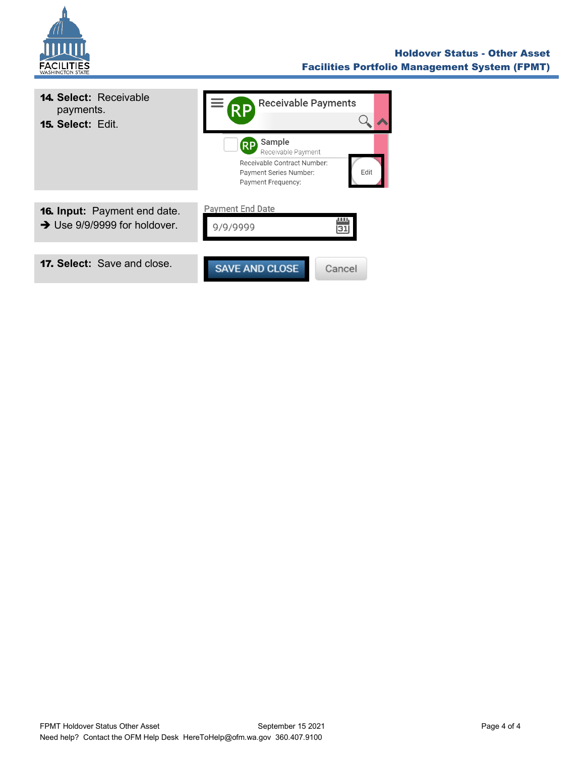**14. Select:** Receivable payments.

**15. Select:** Edit.

Receivable Payments

Sample
Receivable Payment
Receivable Contract Number:
Payment Series Number:
Payment Frequency:
Edit

**16. Input:** Payment end date.

➔ Use 9/9/9999 for holdover.

Payment End Date
9/9/9999

**17. Select:** Save and close.

SAVE AND CLOSE   Cancel